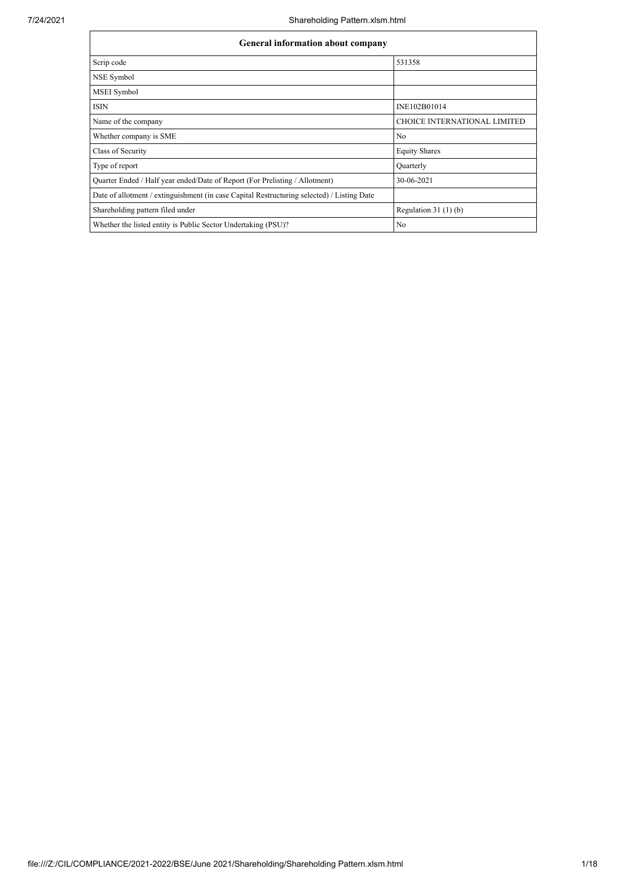| General information about company | |
|---|---|
| Scrip code | 531358 |
| NSE Symbol | |
| MSEI Symbol | |
| ISIN | INE102B01014 |
| Name of the company | CHOICE INTERNATIONAL LIMITED |
| Whether company is SME | No |
| Class of Security | Equity Shares |
| Type of report | Quarterly |
| Quarter Ended / Half year ended/Date of Report (For Prelisting / Allotment) | 30-06-2021 |
| Date of allotment / extinguishment (in case Capital Restructuring selected) / Listing Date | |
| Shareholding pattern filed under | Regulation 31 (1) (b) |
| Whether the listed entity is Public Sector Undertaking (PSU)? | No |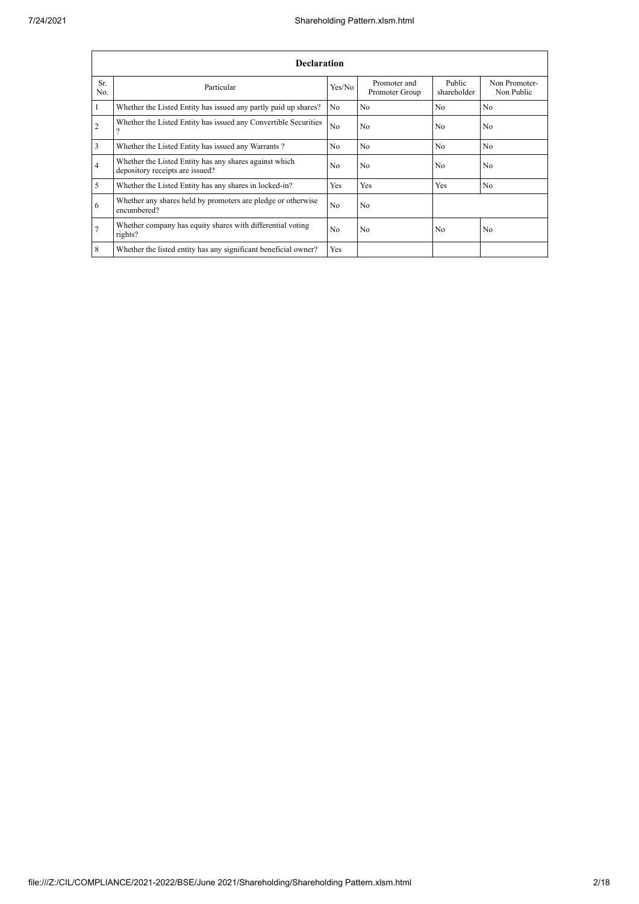| Declaration | | | | | |
|---|---|---|---|---|---|
| Sr. No. | Particular | Yes/No | Promoter and Promoter Group | Public shareholder | Non Promoter- Non Public |
| 1 | Whether the Listed Entity has issued any partly paid up shares? | No | No | No | No |
| 2 | Whether the Listed Entity has issued any Convertible Securities ? | No | No | No | No |
| 3 | Whether the Listed Entity has issued any Warrants ? | No | No | No | No |
| 4 | Whether the Listed Entity has any shares against which depository receipts are issued? | No | No | No | No |
| 5 | Whether the Listed Entity has any shares in locked-in? | Yes | Yes | Yes | No |
| 6 | Whether any shares held by promoters are pledge or otherwise encumbered? | No | No | | |
| 7 | Whether company has equity shares with differential voting rights? | No | No | No | No |
| 8 | Whether the listed entity has any significant beneficial owner? | Yes | | | |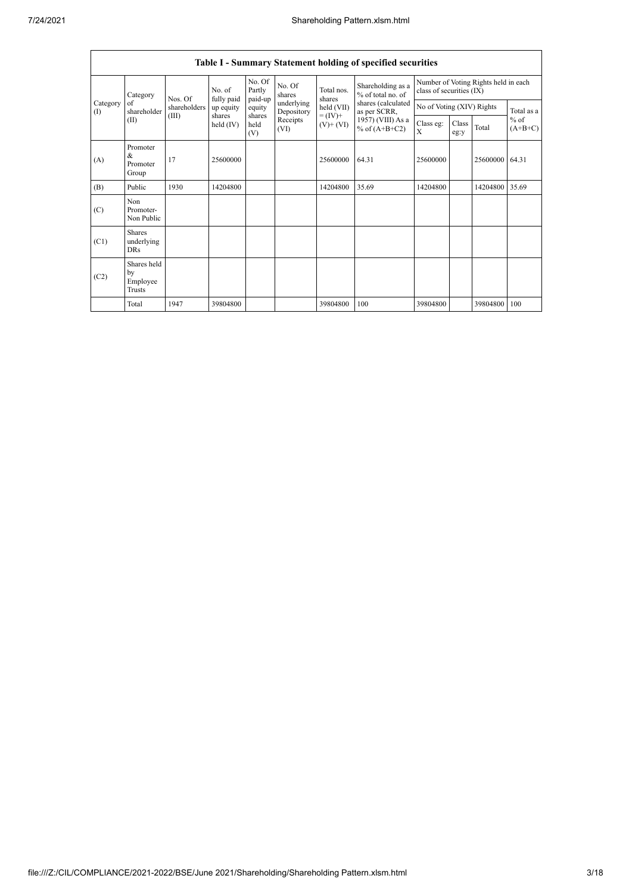| Table I - Summary Statement holding of specified securities | | | | | | | | | | | |
|---|---|---|---|---|---|---|---|---|---|---|---|
| Category (I) | Category of shareholder (II) | Nos. Of shareholders (III) | No. of fully paid up equity shares held (IV) | No. Of Partly paid-up equity shares held (V) | No. Of shares underlying Depository Receipts (VI) | Total nos. shares held (VII) = (IV)+ (V)+ (VI) | Shareholding as a % of total no. of shares (calculated as per SCRR, 1957) (VIII) As a % of (A+B+C2) | Number of Voting Rights held in each class of securities (IX) | | | |
| | | | | | | | | No of Voting (XIV) Rights | | | Total as a % of (A+B+C) |
| | | | | | | | | Class eg: X | Class eg:y | Total | |
| (A) | Promoter & Promoter Group | 17 | 25600000 | | | 25600000 | 64.31 | 25600000 | | 25600000 | 64.31 |
| (B) | Public | 1930 | 14204800 | | | 14204800 | 35.69 | 14204800 | | 14204800 | 35.69 |
| (C) | Non Promoter- Non Public | | | | | | | | | | |
| (C1) | Shares underlying DRs | | | | | | | | | | |
| (C2) | Shares held by Employee Trusts | | | | | | | | | | |
| | Total | 1947 | 39804800 | | | 39804800 | 100 | 39804800 | | 39804800 | 100 |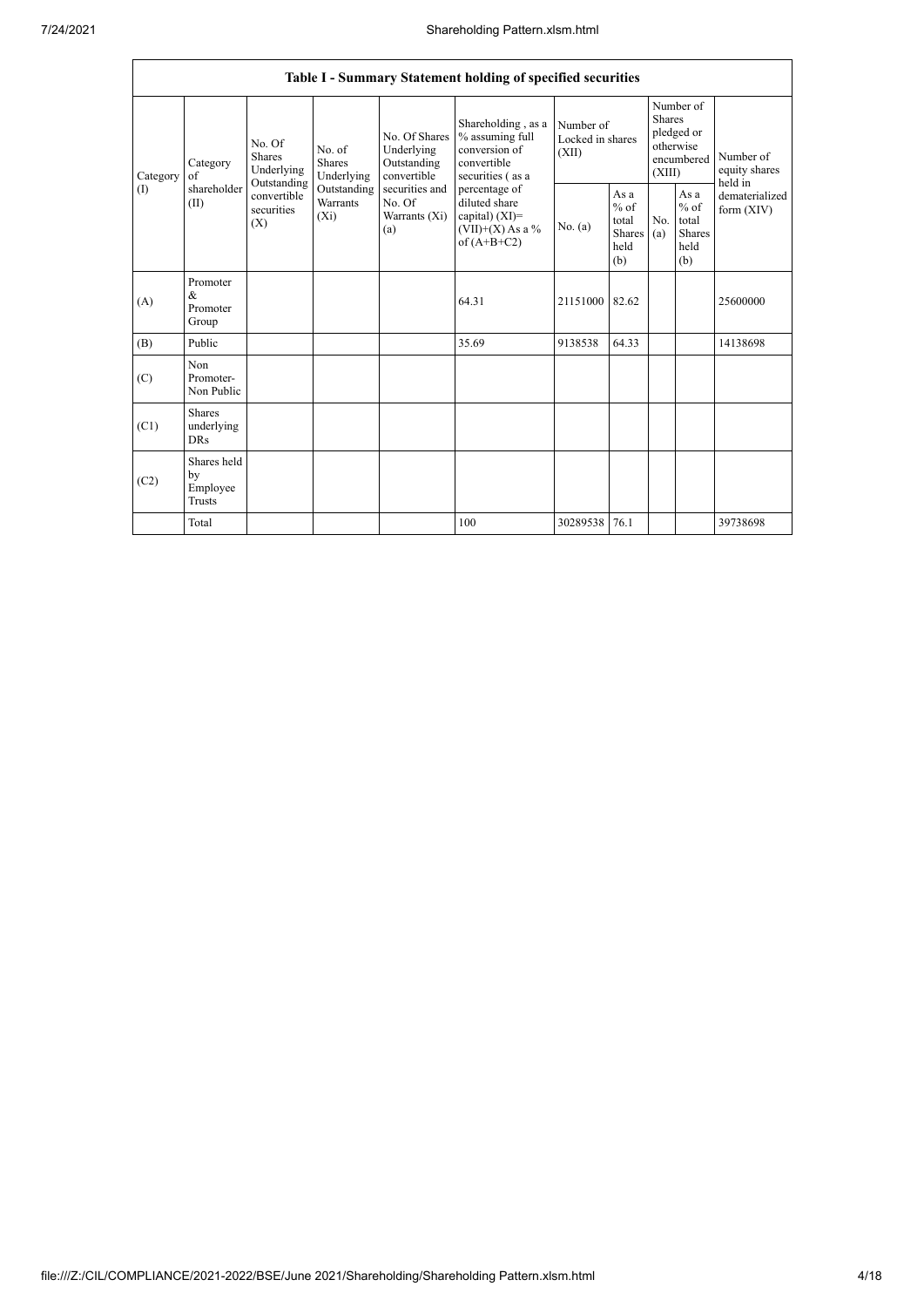| Table I - Summary Statement holding of specified securities | | | | | | | | | | | |
|---|---|---|---|---|---|---|---|---|---|---|---|
| Category (I) | Category of shareholder (II) | No. Of Shares Underlying Outstanding convertible securities (X) | No. of Shares Underlying Outstanding Warrants (Xi) | No. Of Shares Underlying Outstanding convertible securities and No. Of Warrants (Xi) (a) | Shareholding , as a % assuming full conversion of convertible securities ( as a percentage of diluted share capital) (XI)= (VII)+(X) As a % of (A+B+C2) | Number of Locked in shares (XII) | | Number of Shares pledged or otherwise encumbered (XIII) | | Number of equity shares held in dematerialized form (XIV) |
| | | | | | | No. (a) | As a % of total Shares held (b) | No. (a) | As a % of total Shares held (b) | |
| (A) | Promoter & Promoter Group | | | | 64.31 | 21151000 | 82.62 | | | 25600000 |
| (B) | Public | | | | 35.69 | 9138538 | 64.33 | | | 14138698 |
| (C) | Non Promoter- Non Public | | | | | | | | | |
| (C1) | Shares underlying DRs | | | | | | | | | |
| (C2) | Shares held by Employee Trusts | | | | | | | | | |
| | Total | | | | 100 | 30289538 | 76.1 | | | 39738698 |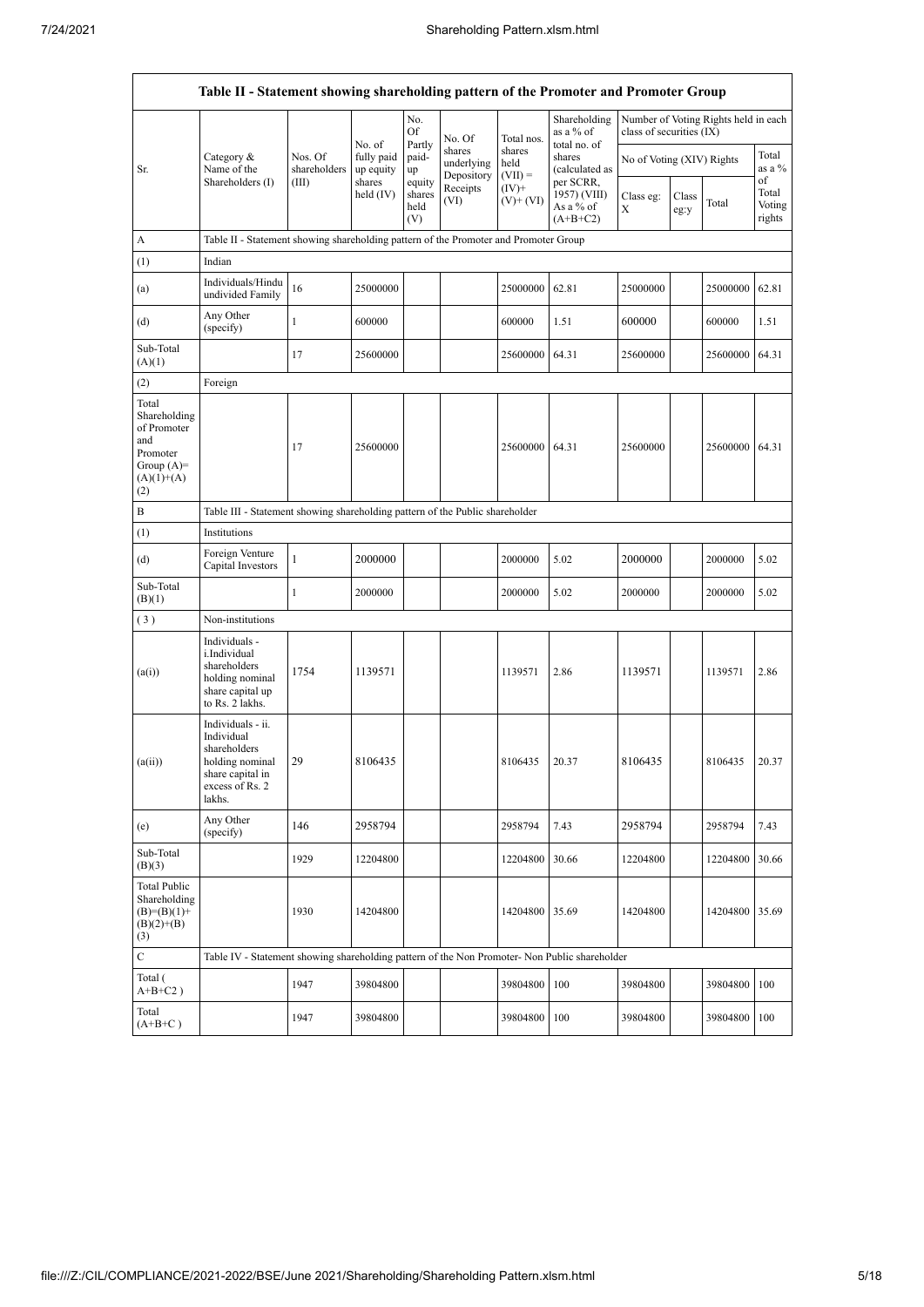| Table II - Statement showing shareholding pattern of the Promoter and Promoter Group | | | | | | | | | | | |
|---|---|---|---|---|---|---|---|---|---|---|---|
| Sr. | Category & Name of the Shareholders (I) | Nos. Of shareholders (III) | No. of fully paid up equity shares held (IV) | No. Of Partly paid-up equity shares held (V) | No. Of shares underlying Depository Receipts (VI) | Total nos. shares held (VII) = (IV)+ (V)+ (VI) | Shareholding as a % of total no. of shares (calculated as per SCRR, 1957) (VIII) As a % of (A+B+C2) | Number of Voting Rights held in each class of securities (IX) | | | |
| | | | | | | | | No of Voting (XIV) Rights | | | Total as a % of Total Voting rights |
| | | | | | | | | Class eg: X | Class eg:y | Total | |
| A | Table II - Statement showing shareholding pattern of the Promoter and Promoter Group | | | | | | | | | | |
| (1) | Indian | | | | | | | | | | |
| (a) | Individuals/Hindu undivided Family | 16 | 25000000 | | | 25000000 | 62.81 | 25000000 | | 25000000 | 62.81 |
| (d) | Any Other (specify) | 1 | 600000 | | | 600000 | 1.51 | 600000 | | 600000 | 1.51 |
| Sub-Total (A)(1) | | 17 | 25600000 | | | 25600000 | 64.31 | 25600000 | | 25600000 | 64.31 |
| (2) | Foreign | | | | | | | | | | |
| Total Shareholding of Promoter and Promoter Group (A)=(A)(1)+(A)(2) | | 17 | 25600000 | | | 25600000 | 64.31 | 25600000 | | 25600000 | 64.31 |
| B | Table III - Statement showing shareholding pattern of the Public shareholder | | | | | | | | | | |
| (1) | Institutions | | | | | | | | | | |
| (d) | Foreign Venture Capital Investors | 1 | 2000000 | | | 2000000 | 5.02 | 2000000 | | 2000000 | 5.02 |
| Sub-Total (B)(1) | | 1 | 2000000 | | | 2000000 | 5.02 | 2000000 | | 2000000 | 5.02 |
| (3) | Non-institutions | | | | | | | | | | |
| (a(i)) | Individuals - i.Individual shareholders holding nominal share capital up to Rs. 2 lakhs. | 1754 | 1139571 | | | 1139571 | 2.86 | 1139571 | | 1139571 | 2.86 |
| (a(ii)) | Individuals - ii. Individual shareholders holding nominal share capital in excess of Rs. 2 lakhs. | 29 | 8106435 | | | 8106435 | 20.37 | 8106435 | | 8106435 | 20.37 |
| (e) | Any Other (specify) | 146 | 2958794 | | | 2958794 | 7.43 | 2958794 | | 2958794 | 7.43 |
| Sub-Total (B)(3) | | 1929 | 12204800 | | | 12204800 | 30.66 | 12204800 | | 12204800 | 30.66 |
| Total Public Shareholding (B)=(B)(1)+(B)(2)+(B)(3) | | 1930 | 14204800 | | | 14204800 | 35.69 | 14204800 | | 14204800 | 35.69 |
| C | Table IV - Statement showing shareholding pattern of the Non Promoter- Non Public shareholder | | | | | | | | | | |
| Total ( A+B+C2 ) | | 1947 | 39804800 | | | 39804800 | 100 | 39804800 | | 39804800 | 100 |
| Total (A+B+C ) | | 1947 | 39804800 | | | 39804800 | 100 | 39804800 | | 39804800 | 100 |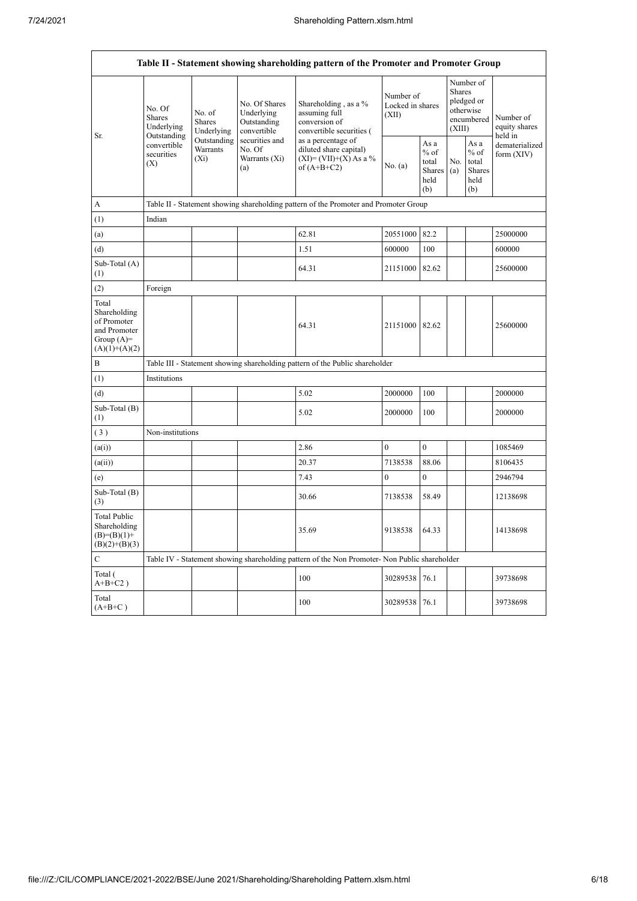| Table II - Statement showing shareholding pattern of the Promoter and Promoter Group | | | | | | | | | |
|---|---|---|---|---|---|---|---|---|---|
| Sr. | No. Of Shares Underlying Outstanding convertible securities (X) | No. of Shares Underlying Outstanding Warrants (Xi) | No. Of Shares Underlying Outstanding convertible securities and No. Of Warrants (Xi) (a) | Shareholding , as a % assuming full conversion of convertible securities ( as a percentage of diluted share capital) (XI)= (VII)+(X) As a % of (A+B+C2) | Number of Locked in shares (XII) | | Number of Shares pledged or otherwise encumbered (XIII) | | Number of equity shares held in dematerialized form (XIV) |
| | | | | | No. (a) | As a % of total Shares held (b) | No. (a) | As a % of total Shares held (b) | |
| A | Table II - Statement showing shareholding pattern of the Promoter and Promoter Group | | | | | | | | |
| (1) | Indian | | | | | | | | |
| (a) | | | | 62.81 | 20551000 | 82.2 | | | 25000000 |
| (d) | | | | 1.51 | 600000 | 100 | | | 600000 |
| Sub-Total (A) (1) | | | | 64.31 | 21151000 | 82.62 | | | 25600000 |
| (2) | Foreign | | | | | | | | |
| Total Shareholding of Promoter and Promoter Group (A)= (A)(1)+(A)(2) | | | | 64.31 | 21151000 | 82.62 | | | 25600000 |
| B | Table III - Statement showing shareholding pattern of the Public shareholder | | | | | | | | |
| (1) | Institutions | | | | | | | | |
| (d) | | | | 5.02 | 2000000 | 100 | | | 2000000 |
| Sub-Total (B) (1) | | | | 5.02 | 2000000 | 100 | | | 2000000 |
| ( 3 ) | Non-institutions | | | | | | | | |
| (a(i)) | | | | 2.86 | 0 | 0 | | | 1085469 |
| (a(ii)) | | | | 20.37 | 7138538 | 88.06 | | | 8106435 |
| (e) | | | | 7.43 | 0 | 0 | | | 2946794 |
| Sub-Total (B) (3) | | | | 30.66 | 7138538 | 58.49 | | | 12138698 |
| Total Public Shareholding (B)=(B)(1)+(B)(2)+(B)(3) | | | | 35.69 | 9138538 | 64.33 | | | 14138698 |
| C | Table IV - Statement showing shareholding pattern of the Non Promoter- Non Public shareholder | | | | | | | | |
| Total ( A+B+C2 ) | | | | 100 | 30289538 | 76.1 | | | 39738698 |
| Total (A+B+C ) | | | | 100 | 30289538 | 76.1 | | | 39738698 |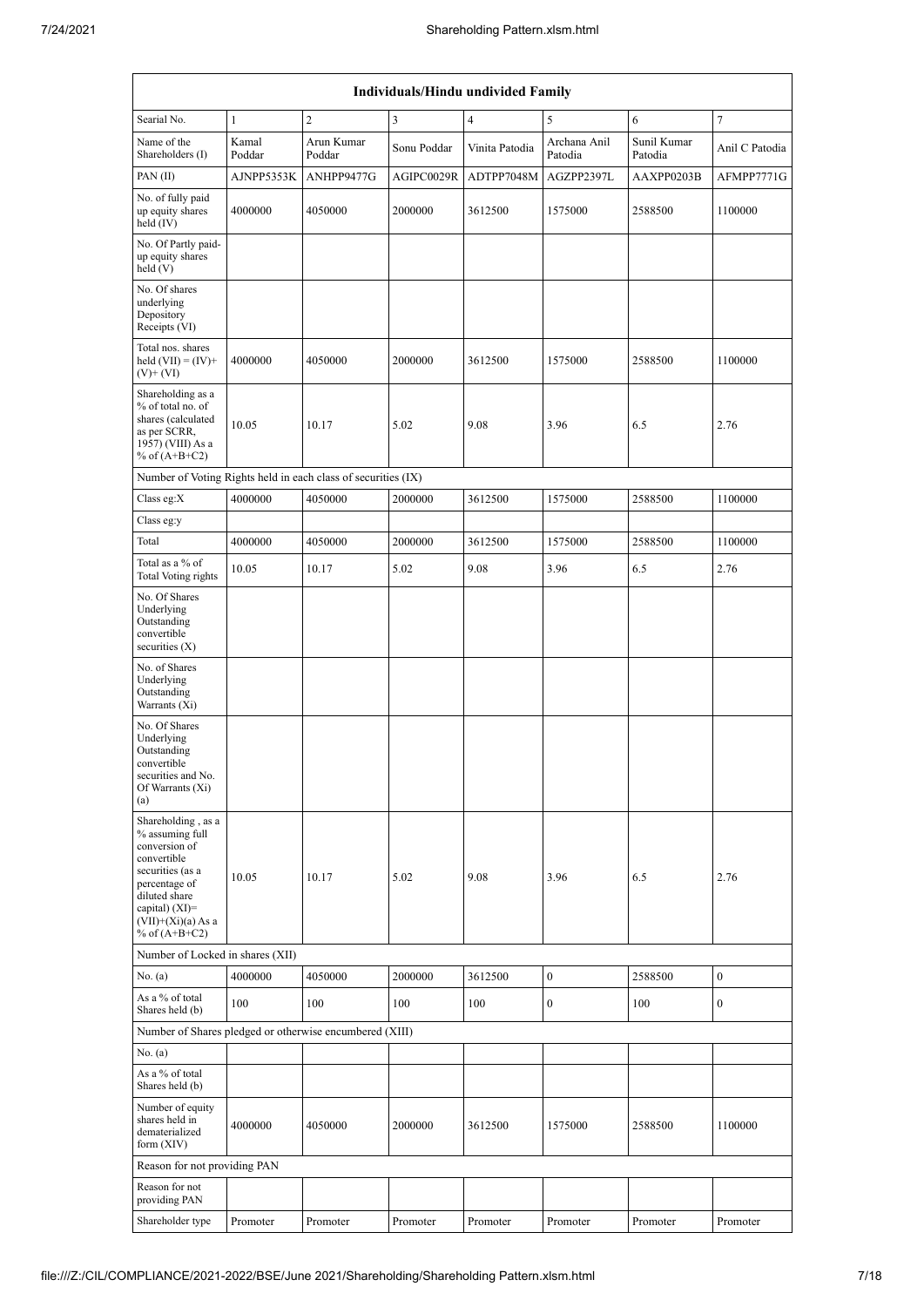| Individuals/Hindu undivided Family | | | | | | | |
|---|---|---|---|---|---|---|---|
| Searial No. | 1 | 2 | 3 | 4 | 5 | 6 | 7 |
| Name of the Shareholders (I) | Kamal Poddar | Arun Kumar Poddar | Sonu Poddar | Vinita Patodia | Archana Anil Patodia | Sunil Kumar Patodia | Anil C Patodia |
| PAN (II) | AJNPP5353K | ANHPP9477G | AGIPC0029R | ADTPP7048M | AGZPP2397L | AAXPP0203B | AFMPP7771G |
| No. of fully paid up equity shares held (IV) | 4000000 | 4050000 | 2000000 | 3612500 | 1575000 | 2588500 | 1100000 |
| No. Of Partly paid-up equity shares held (V) | | | | | | | |
| No. Of shares underlying Depository Receipts (VI) | | | | | | | |
| Total nos. shares held (VII) = (IV)+(V)+ (VI) | 4000000 | 4050000 | 2000000 | 3612500 | 1575000 | 2588500 | 1100000 |
| Shareholding as a % of total no. of shares (calculated as per SCRR, 1957) (VIII) As a % of (A+B+C2) | 10.05 | 10.17 | 5.02 | 9.08 | 3.96 | 6.5 | 2.76 |
| Number of Voting Rights held in each class of securities (IX) | | | | | | | |
| Class eg:X | 4000000 | 4050000 | 2000000 | 3612500 | 1575000 | 2588500 | 1100000 |
| Class eg:y | | | | | | | |
| Total | 4000000 | 4050000 | 2000000 | 3612500 | 1575000 | 2588500 | 1100000 |
| Total as a % of Total Voting rights | 10.05 | 10.17 | 5.02 | 9.08 | 3.96 | 6.5 | 2.76 |
| No. Of Shares Underlying Outstanding convertible securities (X) | | | | | | | |
| No. of Shares Underlying Outstanding Warrants (Xi) | | | | | | | |
| No. Of Shares Underlying Outstanding convertible securities and No. Of Warrants (Xi) (a) | | | | | | | |
| Shareholding , as a % assuming full conversion of convertible securities (as a percentage of diluted share capital) (XI)= (VII)+(Xi)(a) As a % of (A+B+C2) | 10.05 | 10.17 | 5.02 | 9.08 | 3.96 | 6.5 | 2.76 |
| Number of Locked in shares (XII) | | | | | | | |
| No. (a) | 4000000 | 4050000 | 2000000 | 3612500 | 0 | 2588500 | 0 |
| As a % of total Shares held (b) | 100 | 100 | 100 | 100 | 0 | 100 | 0 |
| Number of Shares pledged or otherwise encumbered (XIII) | | | | | | | |
| No. (a) | | | | | | | |
| As a % of total Shares held (b) | | | | | | | |
| Number of equity shares held in dematerialized form (XIV) | 4000000 | 4050000 | 2000000 | 3612500 | 1575000 | 2588500 | 1100000 |
| Reason for not providing PAN | | | | | | | |
| Reason for not providing PAN | | | | | | | |
| Shareholder type | Promoter | Promoter | Promoter | Promoter | Promoter | Promoter | Promoter |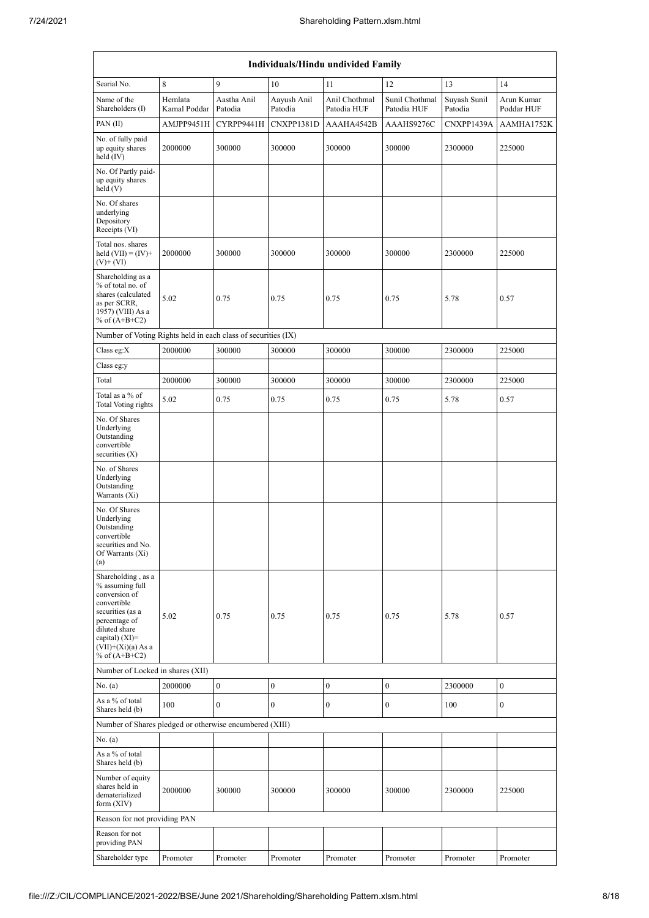| Individuals/Hindu undivided Family | | | | | | | |
|---|---|---|---|---|---|---|---|
| Searial No. | 8 | 9 | 10 | 11 | 12 | 13 | 14 |
| Name of the Shareholders (I) | Hemlata Kamal Poddar | Aastha Anil Patodia | Aayush Anil Patodia | Anil Chothmal Patodia HUF | Sunil Chothmal Patodia HUF | Suyash Sunil Patodia | Arun Kumar Poddar HUF |
| PAN (II) | AMJPP9451H | CYRPP9441H | CNXPP1381D | AAAHA4542B | AAAHS9276C | CNXPP1439A | AAMHA1752K |
| No. of fully paid up equity shares held (IV) | 2000000 | 300000 | 300000 | 300000 | 300000 | 2300000 | 225000 |
| No. Of Partly paid-up equity shares held (V) | | | | | | | |
| No. Of shares underlying Depository Receipts (VI) | | | | | | | |
| Total nos. shares held (VII) = (IV)+(V)+ (VI) | 2000000 | 300000 | 300000 | 300000 | 300000 | 2300000 | 225000 |
| Shareholding as a % of total no. of shares (calculated as per SCRR, 1957) (VIII) As a % of (A+B+C2) | 5.02 | 0.75 | 0.75 | 0.75 | 0.75 | 5.78 | 0.57 |
| Number of Voting Rights held in each class of securities (IX) | | | | | | | |
| Class eg:X | 2000000 | 300000 | 300000 | 300000 | 300000 | 2300000 | 225000 |
| Class eg:y | | | | | | | |
| Total | 2000000 | 300000 | 300000 | 300000 | 300000 | 2300000 | 225000 |
| Total as a % of Total Voting rights | 5.02 | 0.75 | 0.75 | 0.75 | 0.75 | 5.78 | 0.57 |
| No. Of Shares Underlying Outstanding convertible securities (X) | | | | | | | |
| No. of Shares Underlying Outstanding Warrants (Xi) | | | | | | | |
| No. Of Shares Underlying Outstanding convertible securities and No. Of Warrants (Xi) (a) | | | | | | | |
| Shareholding , as a % assuming full conversion of convertible securities (as a percentage of diluted share capital) (XI)= (VII)+(Xi)(a) As a % of (A+B+C2) | 5.02 | 0.75 | 0.75 | 0.75 | 0.75 | 5.78 | 0.57 |
| Number of Locked in shares (XII) | | | | | | | |
| No. (a) | 2000000 | 0 | 0 | 0 | 0 | 2300000 | 0 |
| As a % of total Shares held (b) | 100 | 0 | 0 | 0 | 0 | 100 | 0 |
| Number of Shares pledged or otherwise encumbered (XIII) | | | | | | | |
| No. (a) | | | | | | | |
| As a % of total Shares held (b) | | | | | | | |
| Number of equity shares held in dematerialized form (XIV) | 2000000 | 300000 | 300000 | 300000 | 300000 | 2300000 | 225000 |
| Reason for not providing PAN | | | | | | | |
| Reason for not providing PAN | | | | | | | |
| Shareholder type | Promoter | Promoter | Promoter | Promoter | Promoter | Promoter | Promoter |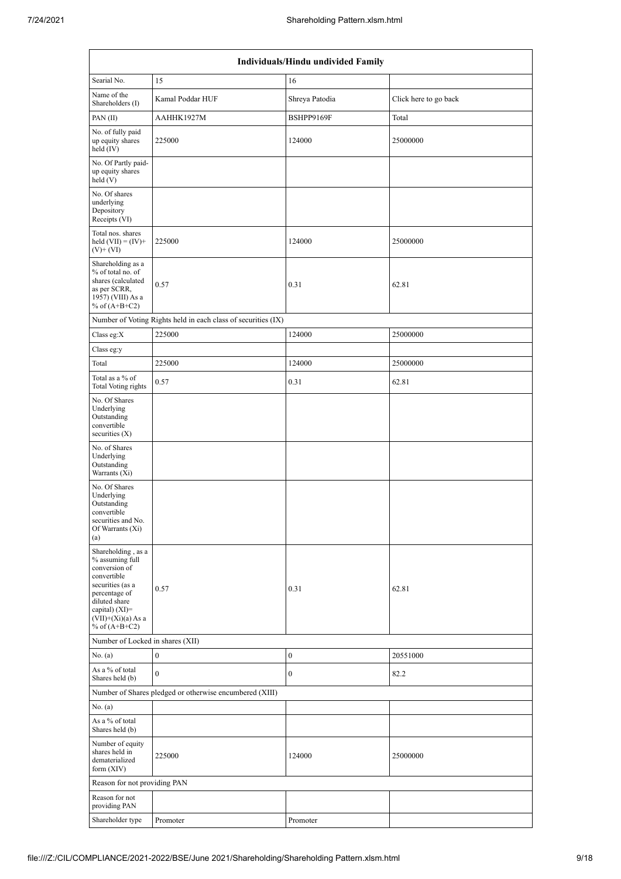| Individuals/Hindu undivided Family | | | |
|---|---|---|---|
| Searial No. | 15 | 16 | |
| Name of the Shareholders (I) | Kamal Poddar HUF | Shreya Patodia | Click here to go back |
| PAN (II) | AAHHK1927M | BSHPP9169F | Total |
| No. of fully paid up equity shares held (IV) | 225000 | 124000 | 25000000 |
| No. Of Partly paid-up equity shares held (V) | | | |
| No. Of shares underlying Depository Receipts (VI) | | | |
| Total nos. shares held (VII) = (IV)+ (V)+ (VI) | 225000 | 124000 | 25000000 |
| Shareholding as a % of total no. of shares (calculated as per SCRR, 1957) (VIII) As a % of (A+B+C2) | 0.57 | 0.31 | 62.81 |
| Number of Voting Rights held in each class of securities (IX) | | | |
| Class eg:X | 225000 | 124000 | 25000000 |
| Class eg:y | | | |
| Total | 225000 | 124000 | 25000000 |
| Total as a % of Total Voting rights | 0.57 | 0.31 | 62.81 |
| No. Of Shares Underlying Outstanding convertible securities (X) | | | |
| No. of Shares Underlying Outstanding Warrants (Xi) | | | |
| No. Of Shares Underlying Outstanding convertible securities and No. Of Warrants (Xi) (a) | | | |
| Shareholding , as a % assuming full conversion of convertible securities (as a percentage of diluted share capital) (XI)= (VII)+(Xi)(a) As a % of (A+B+C2) | 0.57 | 0.31 | 62.81 |
| Number of Locked in shares (XII) | | | |
| No. (a) | 0 | 0 | 20551000 |
| As a % of total Shares held (b) | 0 | 0 | 82.2 |
| Number of Shares pledged or otherwise encumbered (XIII) | | | |
| No. (a) | | | |
| As a % of total Shares held (b) | | | |
| Number of equity shares held in dematerialized form (XIV) | 225000 | 124000 | 25000000 |
| Reason for not providing PAN | | | |
| Reason for not providing PAN | | | |
| Shareholder type | Promoter | Promoter | |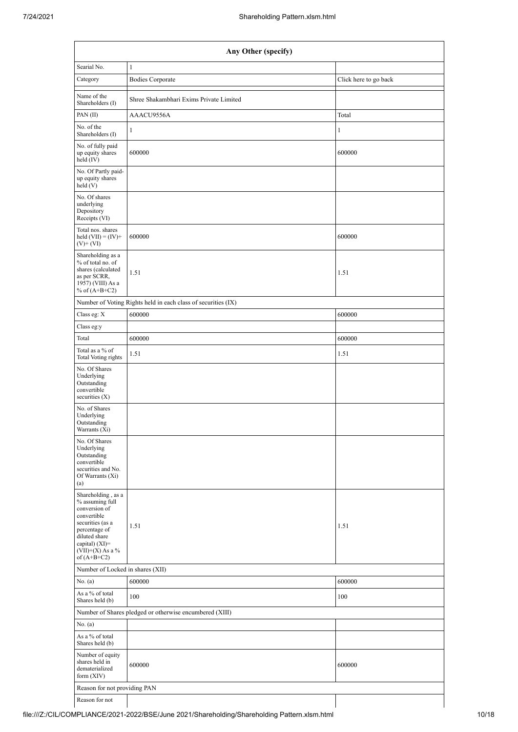| Any Other (specify) | | |
|---|---|---|
| Searial No. | 1 | |
| Category | Bodies Corporate | Click here to go back |
| Name of the Shareholders (I) | Shree Shakambhari Exims Private Limited | |
| PAN (II) | AAACU9556A | Total |
| No. of the Shareholders (I) | 1 | 1 |
| No. of fully paid up equity shares held (IV) | 600000 | 600000 |
| No. Of Partly paid-up equity shares held (V) | | |
| No. Of shares underlying Depository Receipts (VI) | | |
| Total nos. shares held (VII) = (IV)+ (V)+ (VI) | 600000 | 600000 |
| Shareholding as a % of total no. of shares (calculated as per SCRR, 1957) (VIII) As a % of (A+B+C2) | 1.51 | 1.51 |
| Number of Voting Rights held in each class of securities (IX) | | |
| Class eg: X | 600000 | 600000 |
| Class eg:y | | |
| Total | 600000 | 600000 |
| Total as a % of Total Voting rights | 1.51 | 1.51 |
| No. Of Shares Underlying Outstanding convertible securities (X) | | |
| No. of Shares Underlying Outstanding Warrants (Xi) | | |
| No. Of Shares Underlying Outstanding convertible securities and No. Of Warrants (Xi) (a) | | |
| Shareholding , as a % assuming full conversion of convertible securities (as a percentage of diluted share capital) (XI)= (VII)+(X) As a % of (A+B+C2) | 1.51 | 1.51 |
| Number of Locked in shares (XII) | | |
| No. (a) | 600000 | 600000 |
| As a % of total Shares held (b) | 100 | 100 |
| Number of Shares pledged or otherwise encumbered (XIII) | | |
| No. (a) | | |
| As a % of total Shares held (b) | | |
| Number of equity shares held in dematerialized form (XIV) | 600000 | 600000 |
| Reason for not providing PAN | | |
| Reason for not | | |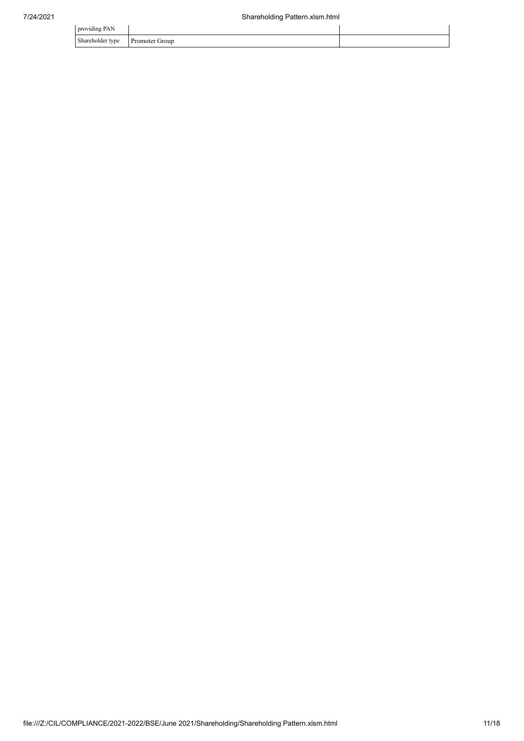| providing PAN | | |
| --- | --- | --- |
| Shareholder type | Promoter Group | |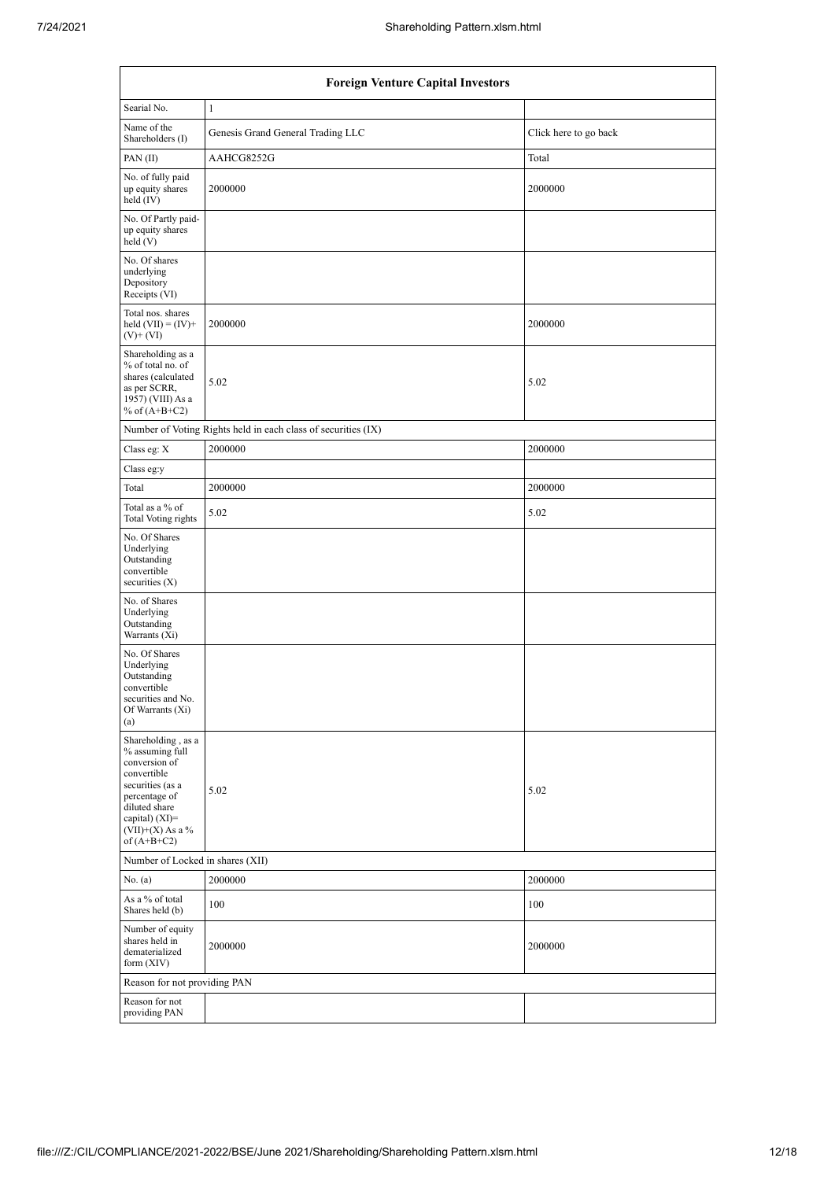| Foreign Venture Capital Investors | | |
|---|---|---|
| Searial No. | 1 | |
| Name of the Shareholders (I) | Genesis Grand General Trading LLC | Click here to go back |
| PAN (II) | AAHCG8252G | Total |
| No. of fully paid up equity shares held (IV) | 2000000 | 2000000 |
| No. Of Partly paid-up equity shares held (V) | | |
| No. Of shares underlying Depository Receipts (VI) | | |
| Total nos. shares held (VII) = (IV)+ (V)+ (VI) | 2000000 | 2000000 |
| Shareholding as a % of total no. of shares (calculated as per SCRR, 1957) (VIII) As a % of (A+B+C2) | 5.02 | 5.02 |
| Number of Voting Rights held in each class of securities (IX) | | |
| Class eg: X | 2000000 | 2000000 |
| Class eg:y | | |
| Total | 2000000 | 2000000 |
| Total as a % of Total Voting rights | 5.02 | 5.02 |
| No. Of Shares Underlying Outstanding convertible securities (X) | | |
| No. of Shares Underlying Outstanding Warrants (Xi) | | |
| No. Of Shares Underlying Outstanding convertible securities and No. Of Warrants (Xi) (a) | | |
| Shareholding , as a % assuming full conversion of convertible securities (as a percentage of diluted share capital) (XI)= (VII)+(X) As a % of (A+B+C2) | 5.02 | 5.02 |
| Number of Locked in shares (XII) | | |
| No. (a) | 2000000 | 2000000 |
| As a % of total Shares held (b) | 100 | 100 |
| Number of equity shares held in dematerialized form (XIV) | 2000000 | 2000000 |
| Reason for not providing PAN | | |
| Reason for not providing PAN | | |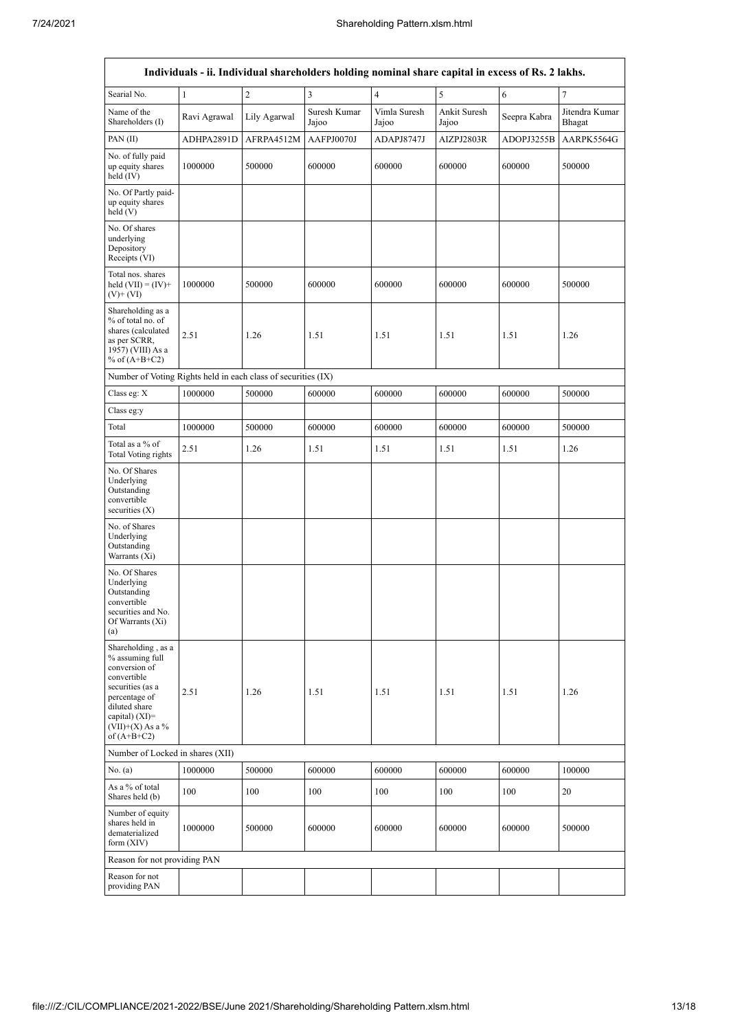| Individuals - ii. Individual shareholders holding nominal share capital in excess of Rs. 2 lakhs. | | | | | | | |
|---|---|---|---|---|---|---|---|
| Searial No. | 1 | 2 | 3 | 4 | 5 | 6 | 7 |
| Name of the Shareholders (I) | Ravi Agrawal | Lily Agarwal | Suresh Kumar Jajoo | Vimla Suresh Jajoo | Ankit Suresh Jajoo | Seepra Kabra | Jitendra Kumar Bhagat |
| PAN (II) | ADHPA2891D | AFRPA4512M | AAFPJ0070J | ADAPJ8747J | AIZPJ2803R | ADOPJ3255B | AARPK5564G |
| No. of fully paid up equity shares held (IV) | 1000000 | 500000 | 600000 | 600000 | 600000 | 600000 | 500000 |
| No. Of Partly paid-up equity shares held (V) | | | | | | | |
| No. Of shares underlying Depository Receipts (VI) | | | | | | | |
| Total nos. shares held (VII) = (IV)+ (V)+ (VI) | 1000000 | 500000 | 600000 | 600000 | 600000 | 600000 | 500000 |
| Shareholding as a % of total no. of shares (calculated as per SCRR, 1957) (VIII) As a % of (A+B+C2) | 2.51 | 1.26 | 1.51 | 1.51 | 1.51 | 1.51 | 1.26 |
| Number of Voting Rights held in each class of securities (IX) | | | | | | | |
| Class eg: X | 1000000 | 500000 | 600000 | 600000 | 600000 | 600000 | 500000 |
| Class eg:y | | | | | | | |
| Total | 1000000 | 500000 | 600000 | 600000 | 600000 | 600000 | 500000 |
| Total as a % of Total Voting rights | 2.51 | 1.26 | 1.51 | 1.51 | 1.51 | 1.51 | 1.26 |
| No. Of Shares Underlying Outstanding convertible securities (X) | | | | | | | |
| No. of Shares Underlying Outstanding Warrants (Xi) | | | | | | | |
| No. Of Shares Underlying Outstanding convertible securities and No. Of Warrants (Xi) (a) | | | | | | | |
| Shareholding , as a % assuming full conversion of convertible securities (as a percentage of diluted share capital) (XI)= (VII)+(X) As a % of (A+B+C2) | 2.51 | 1.26 | 1.51 | 1.51 | 1.51 | 1.51 | 1.26 |
| Number of Locked in shares (XII) | | | | | | | |
| No. (a) | 1000000 | 500000 | 600000 | 600000 | 600000 | 600000 | 100000 |
| As a % of total Shares held (b) | 100 | 100 | 100 | 100 | 100 | 100 | 20 |
| Number of equity shares held in dematerialized form (XIV) | 1000000 | 500000 | 600000 | 600000 | 600000 | 600000 | 500000 |
| Reason for not providing PAN | | | | | | | |
| Reason for not providing PAN | | | | | | | |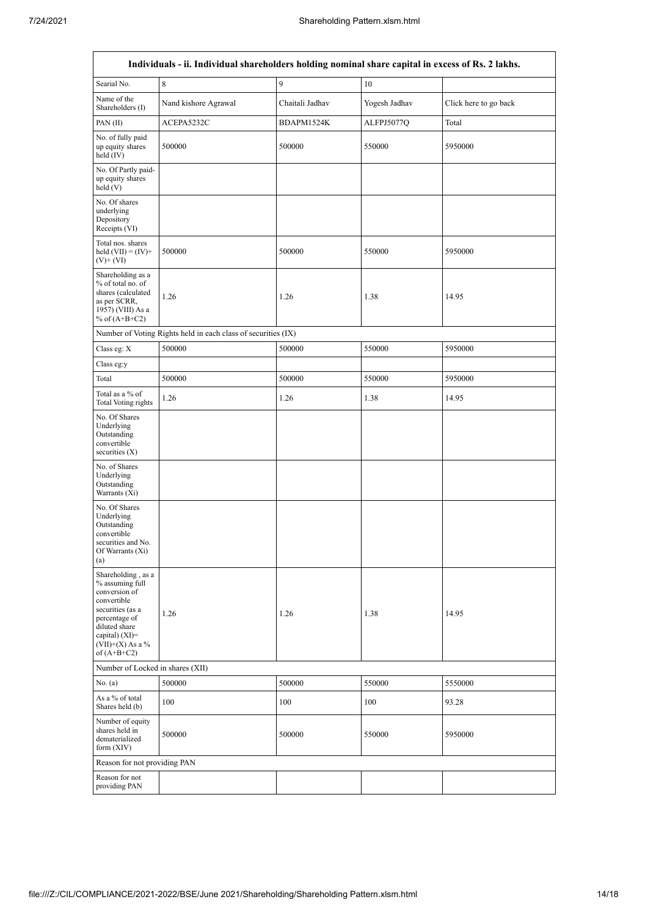| Individuals - ii. Individual shareholders holding nominal share capital in excess of Rs. 2 lakhs. | | | | |
|---|---|---|---|---|
| Searial No. | 8 | 9 | 10 | |
| Name of the Shareholders (I) | Nand kishore Agrawal | Chaitali Jadhav | Yogesh Jadhav | Click here to go back |
| PAN (II) | ACEPA5232C | BDAPM1524K | ALFPJ5077Q | Total |
| No. of fully paid up equity shares held (IV) | 500000 | 500000 | 550000 | 5950000 |
| No. Of Partly paid-up equity shares held (V) | | | | |
| No. Of shares underlying Depository Receipts (VI) | | | | |
| Total nos. shares held (VII) = (IV)+(V)+ (VI) | 500000 | 500000 | 550000 | 5950000 |
| Shareholding as a % of total no. of shares (calculated as per SCRR, 1957) (VIII) As a % of (A+B+C2) | 1.26 | 1.26 | 1.38 | 14.95 |
| Number of Voting Rights held in each class of securities (IX) | | | | |
| Class eg: X | 500000 | 500000 | 550000 | 5950000 |
| Class eg:y | | | | |
| Total | 500000 | 500000 | 550000 | 5950000 |
| Total as a % of Total Voting rights | 1.26 | 1.26 | 1.38 | 14.95 |
| No. Of Shares Underlying Outstanding convertible securities (X) | | | | |
| No. of Shares Underlying Outstanding Warrants (Xi) | | | | |
| No. Of Shares Underlying Outstanding convertible securities and No. Of Warrants (Xi) (a) | | | | |
| Shareholding , as a % assuming full conversion of convertible securities (as a percentage of diluted share capital) (XI)= (VII)+(X) As a % of (A+B+C2) | 1.26 | 1.26 | 1.38 | 14.95 |
| Number of Locked in shares (XII) | | | | |
| No. (a) | 500000 | 500000 | 550000 | 5550000 |
| As a % of total Shares held (b) | 100 | 100 | 100 | 93.28 |
| Number of equity shares held in dematerialized form (XIV) | 500000 | 500000 | 550000 | 5950000 |
| Reason for not providing PAN | | | | |
| Reason for not providing PAN | | | | |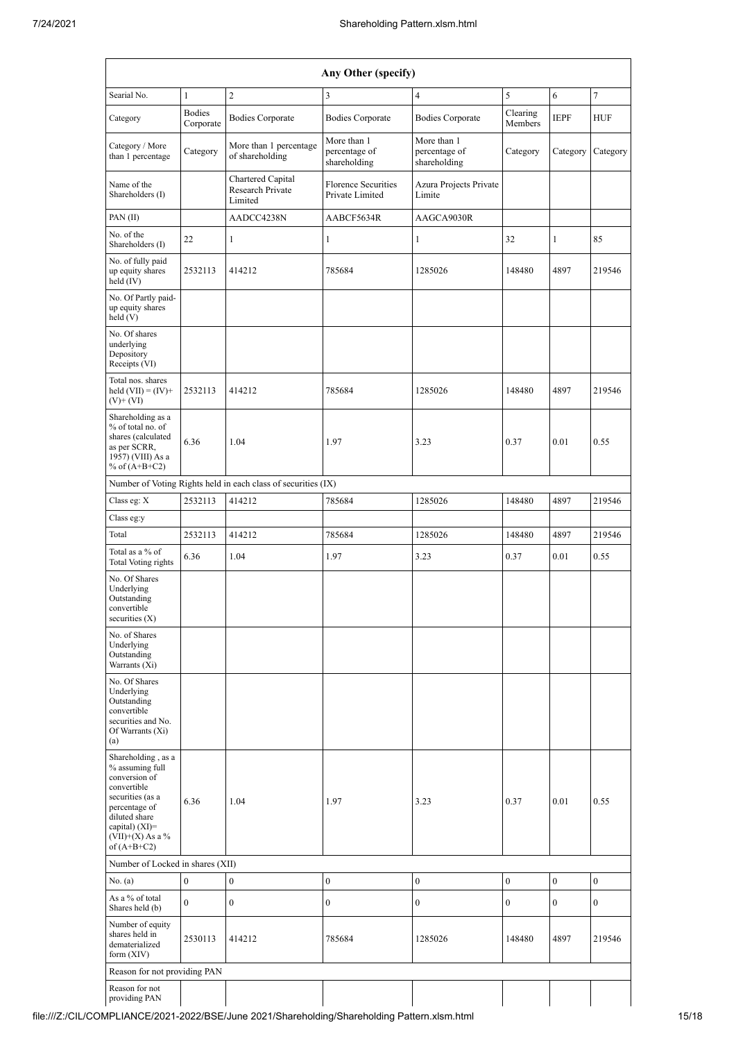| Any Other (specify) | | | | | | | |
|---|---|---|---|---|---|---|---|
| Searial No. | 1 | 2 | 3 | 4 | 5 | 6 | 7 |
| Category | Bodies Corporate | Bodies Corporate | Bodies Corporate | Bodies Corporate | Clearing Members | IEPF | HUF |
| Category / More than 1 percentage | Category | More than 1 percentage of shareholding | More than 1 percentage of shareholding | More than 1 percentage of shareholding | Category | Category | Category |
| Name of the Shareholders (I) | | Chartered Capital Research Private Limited | Florence Securities Private Limited | Azura Projects Private Limite | | | |
| PAN (II) | | AADCC4238N | AABCF5634R | AAGCA9030R | | | |
| No. of the Shareholders (I) | 22 | 1 | 1 | 1 | 32 | 1 | 85 |
| No. of fully paid up equity shares held (IV) | 2532113 | 414212 | 785684 | 1285026 | 148480 | 4897 | 219546 |
| No. Of Partly paid-up equity shares held (V) | | | | | | | |
| No. Of shares underlying Depository Receipts (VI) | | | | | | | |
| Total nos. shares held (VII) = (IV)+ (V)+ (VI) | 2532113 | 414212 | 785684 | 1285026 | 148480 | 4897 | 219546 |
| Shareholding as a % of total no. of shares (calculated as per SCRR, 1957) (VIII) As a % of (A+B+C2) | 6.36 | 1.04 | 1.97 | 3.23 | 0.37 | 0.01 | 0.55 |
| Number of Voting Rights held in each class of securities (IX) | | | | | | | |
| Class eg: X | 2532113 | 414212 | 785684 | 1285026 | 148480 | 4897 | 219546 |
| Class eg:y | | | | | | | |
| Total | 2532113 | 414212 | 785684 | 1285026 | 148480 | 4897 | 219546 |
| Total as a % of Total Voting rights | 6.36 | 1.04 | 1.97 | 3.23 | 0.37 | 0.01 | 0.55 |
| No. Of Shares Underlying Outstanding convertible securities (X) | | | | | | | |
| No. of Shares Underlying Outstanding Warrants (Xi) | | | | | | | |
| No. Of Shares Underlying Outstanding convertible securities and No. Of Warrants (Xi) (a) | | | | | | | |
| Shareholding , as a % assuming full conversion of convertible securities (as a percentage of diluted share capital) (XI)= (VII)+(X) As a % of (A+B+C2) | 6.36 | 1.04 | 1.97 | 3.23 | 0.37 | 0.01 | 0.55 |
| Number of Locked in shares (XII) | | | | | | | |
| No. (a) | 0 | 0 | 0 | 0 | 0 | 0 | 0 |
| As a % of total Shares held (b) | 0 | 0 | 0 | 0 | 0 | 0 | 0 |
| Number of equity shares held in dematerialized form (XIV) | 2530113 | 414212 | 785684 | 1285026 | 148480 | 4897 | 219546 |
| Reason for not providing PAN | | | | | | | |
| Reason for not providing PAN | | | | | | | |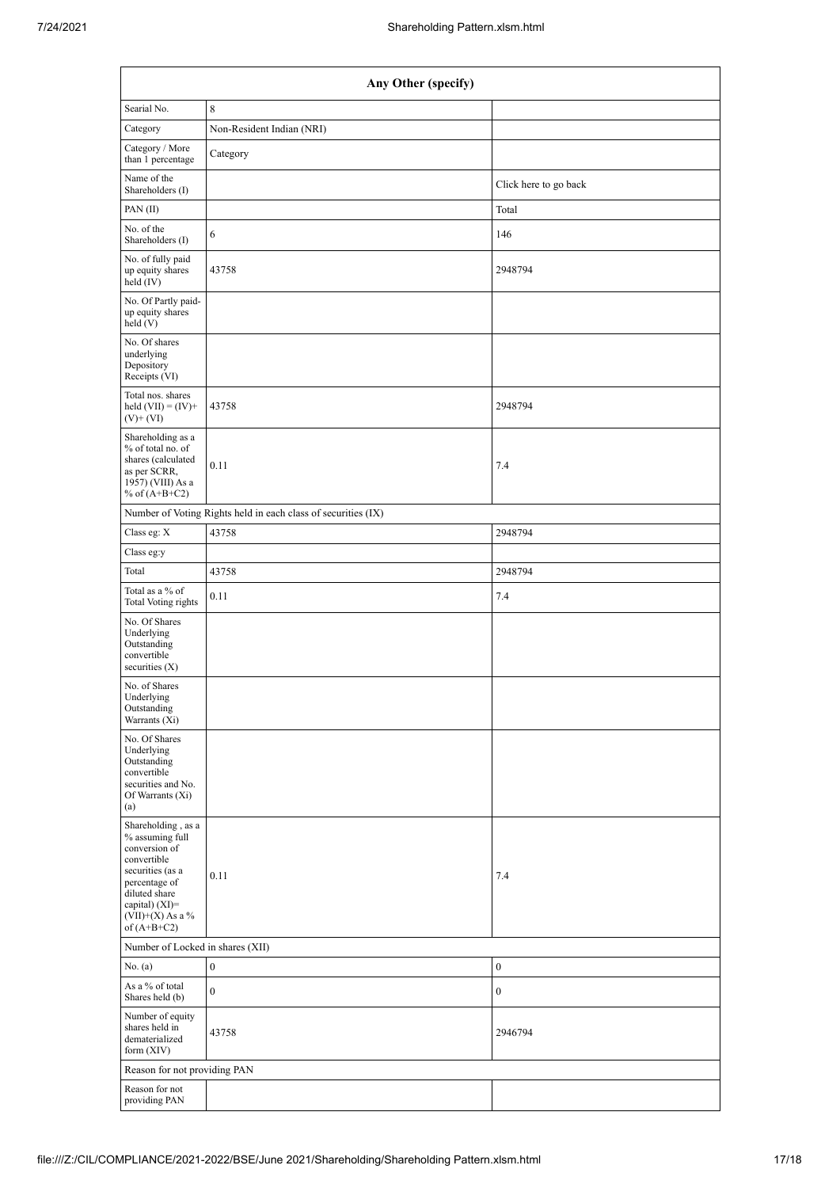| Any Other (specify) | | |
|---|---|---|
| Searial No. | 8 | |
| Category | Non-Resident Indian (NRI) | |
| Category / More than 1 percentage | Category | |
| Name of the Shareholders (I) | | Click here to go back |
| PAN (II) | | Total |
| No. of the Shareholders (I) | 6 | 146 |
| No. of fully paid up equity shares held (IV) | 43758 | 2948794 |
| No. Of Partly paid-up equity shares held (V) | | |
| No. Of shares underlying Depository Receipts (VI) | | |
| Total nos. shares held (VII) = (IV)+ (V)+ (VI) | 43758 | 2948794 |
| Shareholding as a % of total no. of shares (calculated as per SCRR, 1957) (VIII) As a % of (A+B+C2) | 0.11 | 7.4 |
| Number of Voting Rights held in each class of securities (IX) | | |
| Class eg: X | 43758 | 2948794 |
| Class eg:y | | |
| Total | 43758 | 2948794 |
| Total as a % of Total Voting rights | 0.11 | 7.4 |
| No. Of Shares Underlying Outstanding convertible securities (X) | | |
| No. of Shares Underlying Outstanding Warrants (Xi) | | |
| No. Of Shares Underlying Outstanding convertible securities and No. Of Warrants (Xi) (a) | | |
| Shareholding , as a % assuming full conversion of convertible securities (as a percentage of diluted share capital) (XI)= (VII)+(X) As a % of (A+B+C2) | 0.11 | 7.4 |
| Number of Locked in shares (XII) | | |
| No. (a) | 0 | 0 |
| As a % of total Shares held (b) | 0 | 0 |
| Number of equity shares held in dematerialized form (XIV) | 43758 | 2946794 |
| Reason for not providing PAN | | |
| Reason for not providing PAN | | |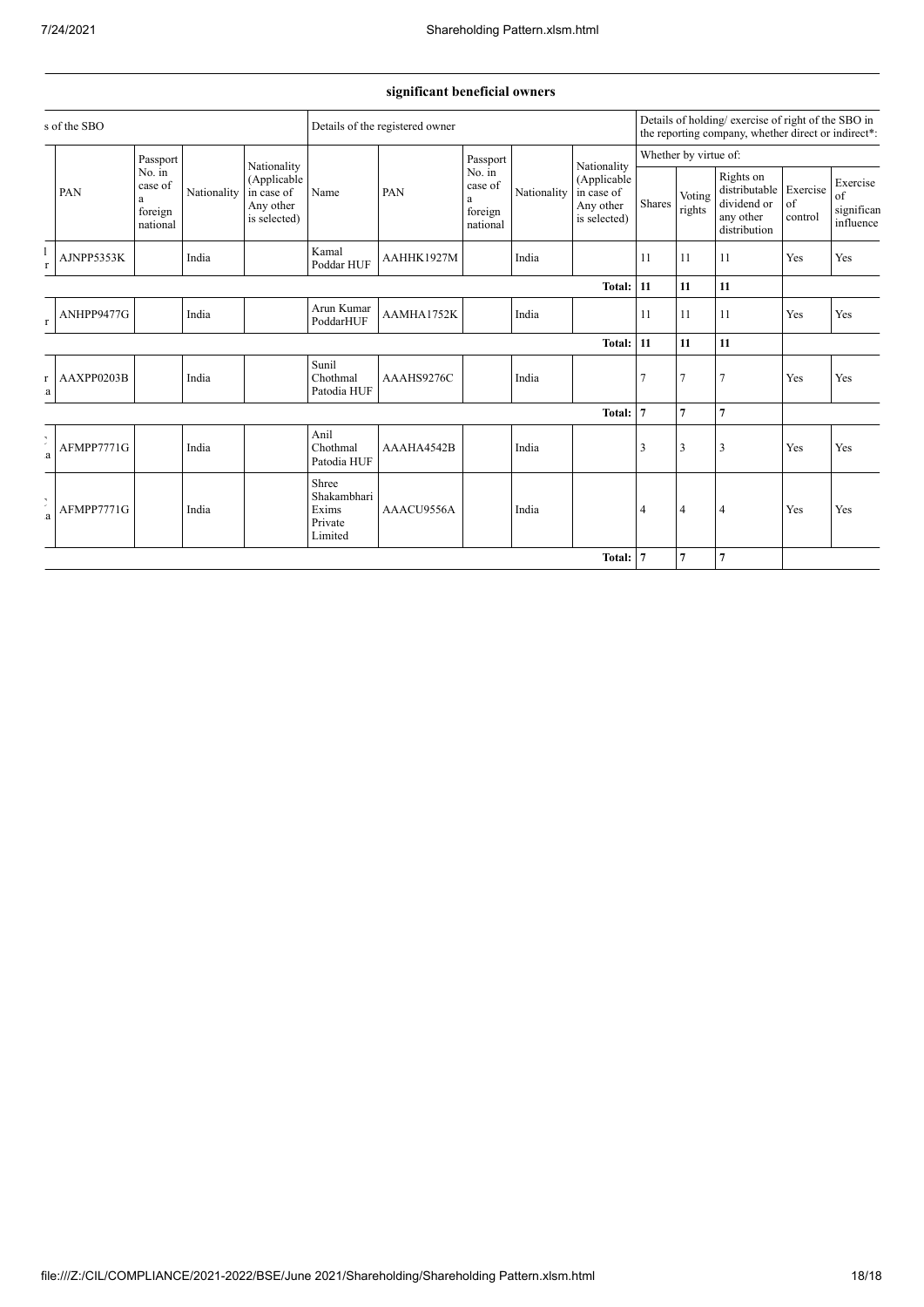## significant beneficial owners

| s of the SBO | | | | | Details of the registered owner | | | | | Details of holding/ exercise of right of the SBO in the reporting company, whether direct or indirect*: | | | | |
|---|---|---|---|---|---|---|---|---|---|---|---|---|---|---|
| | | | | | | | | | | Whether by virtue of: | | | | |
| | PAN | Passport No. in case of a foreign national | Nationality | Nationality (Applicable in case of Any other is selected) | Name | PAN | Passport No. in case of a foreign national | Nationality | Nationality (Applicable in case of Any other is selected) | Shares | Voting rights | Rights on distributable dividend or any other distribution | Exercise of control | Exercise of significan influence |
| l r | AJNPP5353K | | India | | Kamal Poddar HUF | AAHHK1927M | | India | | 11 | 11 | 11 | Yes | Yes |
| | | | | | | | | | **Total:** | **11** | **11** | **11** | | |
| r | ANHPP9477G | | India | | Arun Kumar PoddarHUF | AAMHA1752K | | India | | 11 | 11 | 11 | Yes | Yes |
| | | | | | | | | | **Total:** | **11** | **11** | **11** | | |
| r a | AAXPP0203B | | India | | Sunil Chothmal Patodia HUF | AAAHS9276C | | India | | 7 | 7 | 7 | Yes | Yes |
| | | | | | | | | | **Total:** | **7** | **7** | **7** | | |
| a | AFMPP7771G | | India | | Anil Chothmal Patodia HUF | AAAHA4542B | | India | | 3 | 3 | 3 | Yes | Yes |
| a | AFMPP7771G | | India | | Shree Shakambhari Exims Private Limited | AAACU9556A | | India | | 4 | 4 | 4 | Yes | Yes |
| | | | | | | | | | **Total:** | **7** | **7** | **7** | | |